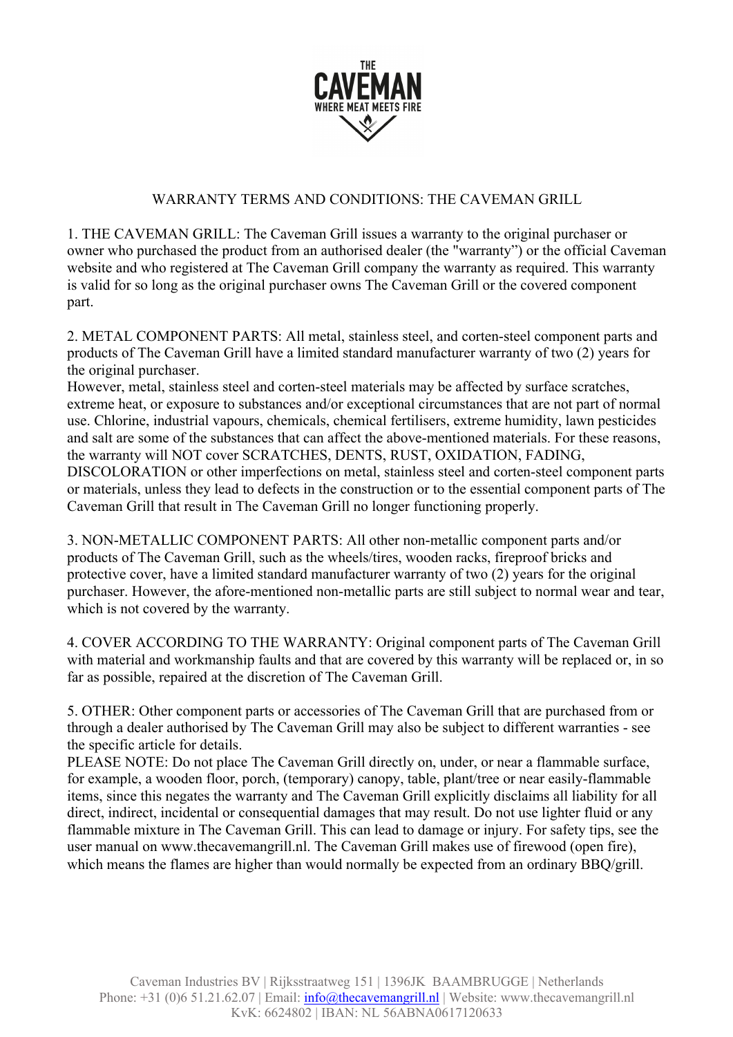# WARRANTY TERMS AND CONDITIONS: THE CAVEMAN GRILL

1. THE CAVEMAN GRILL: The Caveman Grill issues a warranty to the original purchaser or owner who purchased the product from an authorised dealer (the "warranty") or the official Caveman website and who registered at The Caveman Grill company the warranty as required. This warranty is valid for so long as the original purchaser owns The Caveman Grill or the covered component part.

2. METAL COMPONENT PARTS: All metal, stainless steel, and corten-steel component parts and products of The Caveman Grill have a limited standard manufacturer warranty of two (2) years for the original purchaser.
However, metal, stainless steel and corten-steel materials may be affected by surface scratches, extreme heat, or exposure to substances and/or exceptional circumstances that are not part of normal use. Chlorine, industrial vapours, chemicals, chemical fertilisers, extreme humidity, lawn pesticides and salt are some of the substances that can affect the above-mentioned materials. For these reasons, the warranty will NOT cover SCRATCHES, DENTS, RUST, OXIDATION, FADING, DISCOLORATION or other imperfections on metal, stainless steel and corten-steel component parts or materials, unless they lead to defects in the construction or to the essential component parts of The Caveman Grill that result in The Caveman Grill no longer functioning properly.

3. NON-METALLIC COMPONENT PARTS: All other non-metallic component parts and/or products of The Caveman Grill, such as the wheels/tires, wooden racks, fireproof bricks and protective cover, have a limited standard manufacturer warranty of two (2) years for the original purchaser. However, the afore-mentioned non-metallic parts are still subject to normal wear and tear, which is not covered by the warranty.

4. COVER ACCORDING TO THE WARRANTY: Original component parts of The Caveman Grill with material and workmanship faults and that are covered by this warranty will be replaced or, in so far as possible, repaired at the discretion of The Caveman Grill.

5. OTHER: Other component parts or accessories of The Caveman Grill that are purchased from or through a dealer authorised by The Caveman Grill may also be subject to different warranties - see the specific article for details.
PLEASE NOTE: Do not place The Caveman Grill directly on, under, or near a flammable surface, for example, a wooden floor, porch, (temporary) canopy, table, plant/tree or near easily-flammable items, since this negates the warranty and The Caveman Grill explicitly disclaims all liability for all direct, indirect, incidental or consequential damages that may result. Do not use lighter fluid or any flammable mixture in The Caveman Grill. This can lead to damage or injury. For safety tips, see the user manual on www.thecavemangrill.nl. The Caveman Grill makes use of firewood (open fire), which means the flames are higher than would normally be expected from an ordinary BBQ/grill.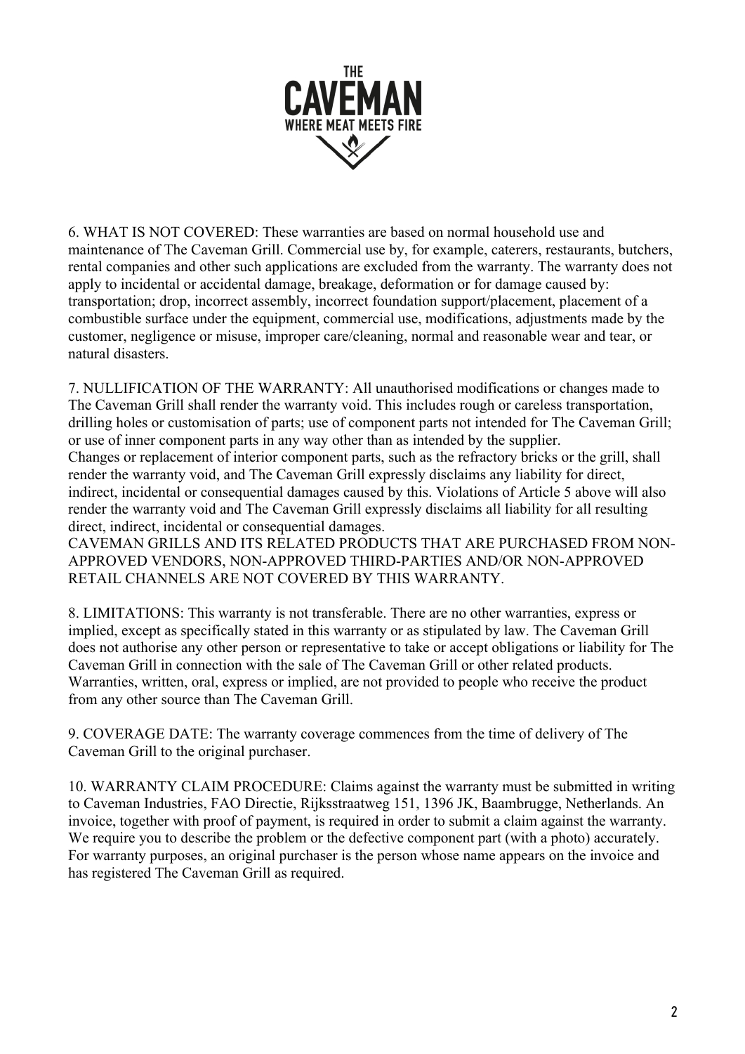6. WHAT IS NOT COVERED: These warranties are based on normal household use and maintenance of The Caveman Grill. Commercial use by, for example, caterers, restaurants, butchers, rental companies and other such applications are excluded from the warranty. The warranty does not apply to incidental or accidental damage, breakage, deformation or for damage caused by: transportation; drop, incorrect assembly, incorrect foundation support/placement, placement of a combustible surface under the equipment, commercial use, modifications, adjustments made by the customer, negligence or misuse, improper care/cleaning, normal and reasonable wear and tear, or natural disasters.

7. NULLIFICATION OF THE WARRANTY: All unauthorised modifications or changes made to The Caveman Grill shall render the warranty void. This includes rough or careless transportation, drilling holes or customisation of parts; use of component parts not intended for The Caveman Grill; or use of inner component parts in any way other than as intended by the supplier.
Changes or replacement of interior component parts, such as the refractory bricks or the grill, shall render the warranty void, and The Caveman Grill expressly disclaims any liability for direct, indirect, incidental or consequential damages caused by this. Violations of Article 5 above will also render the warranty void and The Caveman Grill expressly disclaims all liability for all resulting direct, indirect, incidental or consequential damages.
CAVEMAN GRILLS AND ITS RELATED PRODUCTS THAT ARE PURCHASED FROM NON-APPROVED VENDORS, NON-APPROVED THIRD-PARTIES AND/OR NON-APPROVED RETAIL CHANNELS ARE NOT COVERED BY THIS WARRANTY.

8. LIMITATIONS: This warranty is not transferable. There are no other warranties, express or implied, except as specifically stated in this warranty or as stipulated by law. The Caveman Grill does not authorise any other person or representative to take or accept obligations or liability for The Caveman Grill in connection with the sale of The Caveman Grill or other related products. Warranties, written, oral, express or implied, are not provided to people who receive the product from any other source than The Caveman Grill.

9. COVERAGE DATE: The warranty coverage commences from the time of delivery of The Caveman Grill to the original purchaser.

10. WARRANTY CLAIM PROCEDURE: Claims against the warranty must be submitted in writing to Caveman Industries, FAO Directie, Rijksstraatweg 151, 1396 JK, Baambrugge, Netherlands. An invoice, together with proof of payment, is required in order to submit a claim against the warranty. We require you to describe the problem or the defective component part (with a photo) accurately. For warranty purposes, an original purchaser is the person whose name appears on the invoice and has registered The Caveman Grill as required.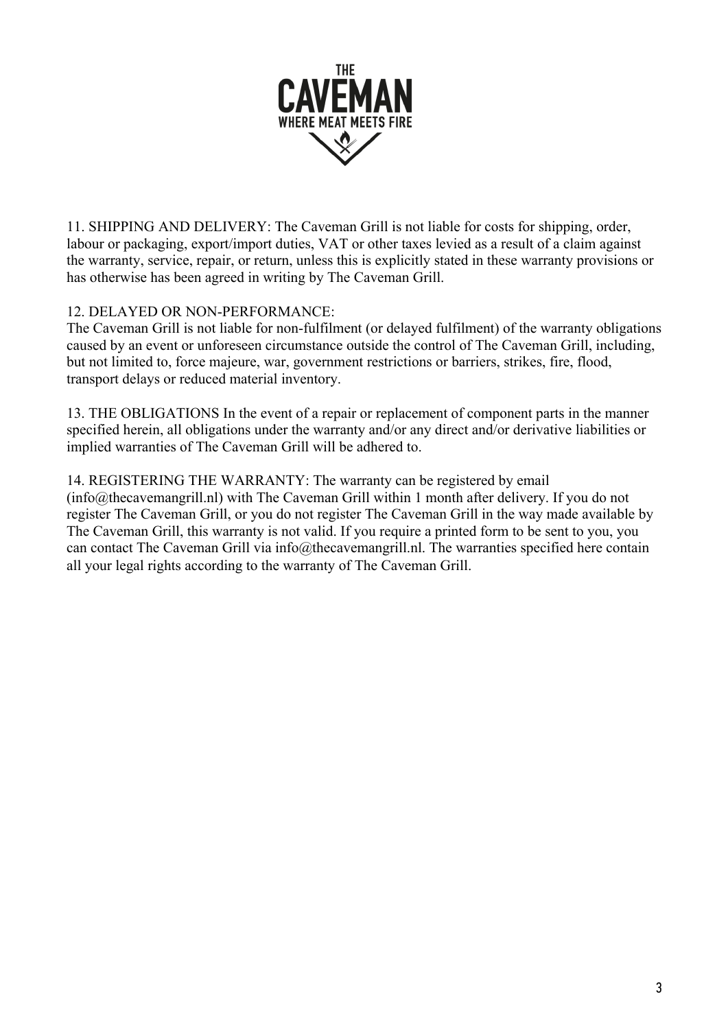11. SHIPPING AND DELIVERY: The Caveman Grill is not liable for costs for shipping, order, labour or packaging, export/import duties, VAT or other taxes levied as a result of a claim against the warranty, service, repair, or return, unless this is explicitly stated in these warranty provisions or has otherwise has been agreed in writing by The Caveman Grill.

12. DELAYED OR NON-PERFORMANCE:
The Caveman Grill is not liable for non-fulfilment (or delayed fulfilment) of the warranty obligations caused by an event or unforeseen circumstance outside the control of The Caveman Grill, including, but not limited to, force majeure, war, government restrictions or barriers, strikes, fire, flood, transport delays or reduced material inventory.

13. THE OBLIGATIONS In the event of a repair or replacement of component parts in the manner specified herein, all obligations under the warranty and/or any direct and/or derivative liabilities or implied warranties of The Caveman Grill will be adhered to.

14. REGISTERING THE WARRANTY: The warranty can be registered by email (info@thecavemangrill.nl) with The Caveman Grill within 1 month after delivery. If you do not register The Caveman Grill, or you do not register The Caveman Grill in the way made available by The Caveman Grill, this warranty is not valid. If you require a printed form to be sent to you, you can contact The Caveman Grill via info@thecavemangrill.nl. The warranties specified here contain all your legal rights according to the warranty of The Caveman Grill.